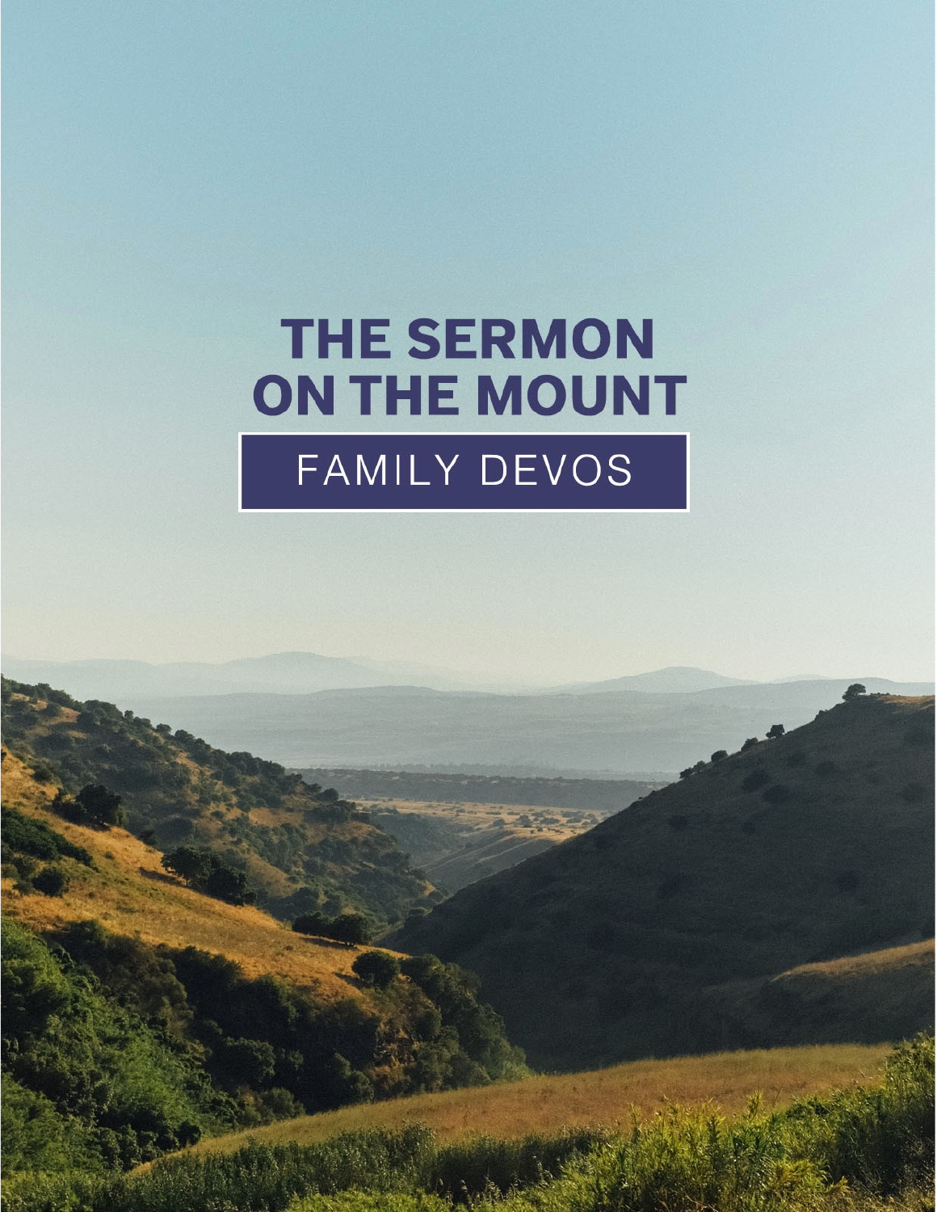# THE SERMON ON THE MOUNT

## FAMILY DEVOS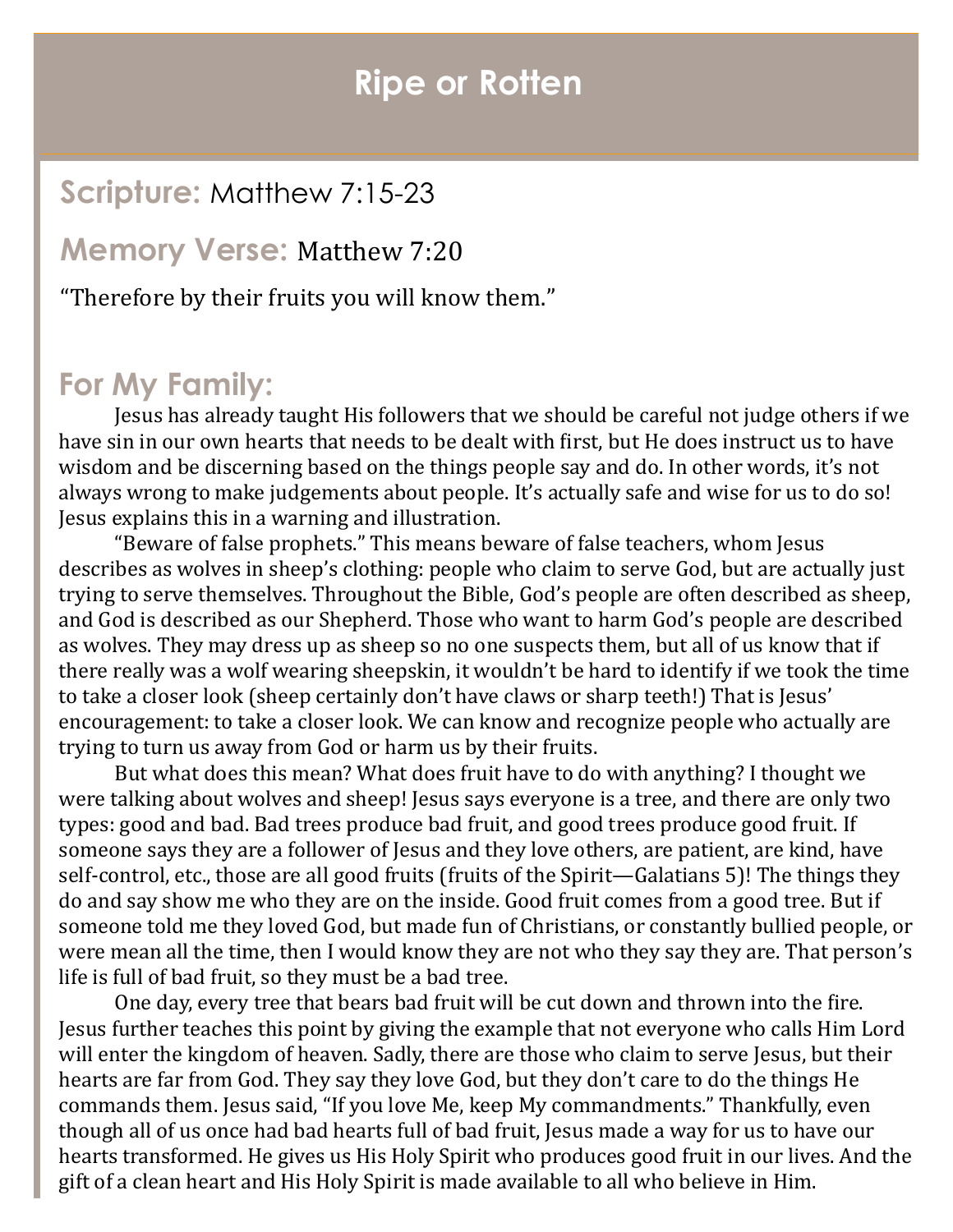# Ripe or Rotten

## Scripture: Matthew 7:15-23

## Memory Verse: Matthew 7:20

"Therefore by their fruits you will know them."

## For My Family:

Jesus has already taught His followers that we should be careful not judge others if we have sin in our own hearts that needs to be dealt with first, but He does instruct us to have wisdom and be discerning based on the things people say and do. In other words, it's not always wrong to make judgements about people. It's actually safe and wise for us to do so! Jesus explains this in a warning and illustration.

"Beware of false prophets." This means beware of false teachers, whom Jesus describes as wolves in sheep's clothing: people who claim to serve God, but are actually just trying to serve themselves. Throughout the Bible, God's people are often described as sheep, and God is described as our Shepherd. Those who want to harm God's people are described as wolves. They may dress up as sheep so no one suspects them, but all of us know that if there really was a wolf wearing sheepskin, it wouldn't be hard to identify if we took the time to take a closer look (sheep certainly don't have claws or sharp teeth!) That is Jesus' encouragement: to take a closer look. We can know and recognize people who actually are trying to turn us away from God or harm us by their fruits.

But what does this mean? What does fruit have to do with anything? I thought we were talking about wolves and sheep! Jesus says everyone is a tree, and there are only two types: good and bad. Bad trees produce bad fruit, and good trees produce good fruit. If someone says they are a follower of Jesus and they love others, are patient, are kind, have self-control, etc., those are all good fruits (fruits of the Spirit—Galatians 5)! The things they do and say show me who they are on the inside. Good fruit comes from a good tree. But if someone told me they loved God, but made fun of Christians, or constantly bullied people, or were mean all the time, then I would know they are not who they say they are. That person's life is full of bad fruit, so they must be a bad tree.

One day, every tree that bears bad fruit will be cut down and thrown into the fire. Jesus further teaches this point by giving the example that not everyone who calls Him Lord will enter the kingdom of heaven. Sadly, there are those who claim to serve Jesus, but their hearts are far from God. They say they love God, but they don't care to do the things He commands them. Jesus said, "If you love Me, keep My commandments." Thankfully, even though all of us once had bad hearts full of bad fruit, Jesus made a way for us to have our hearts transformed. He gives us His Holy Spirit who produces good fruit in our lives. And the gift of a clean heart and His Holy Spirit is made available to all who believe in Him.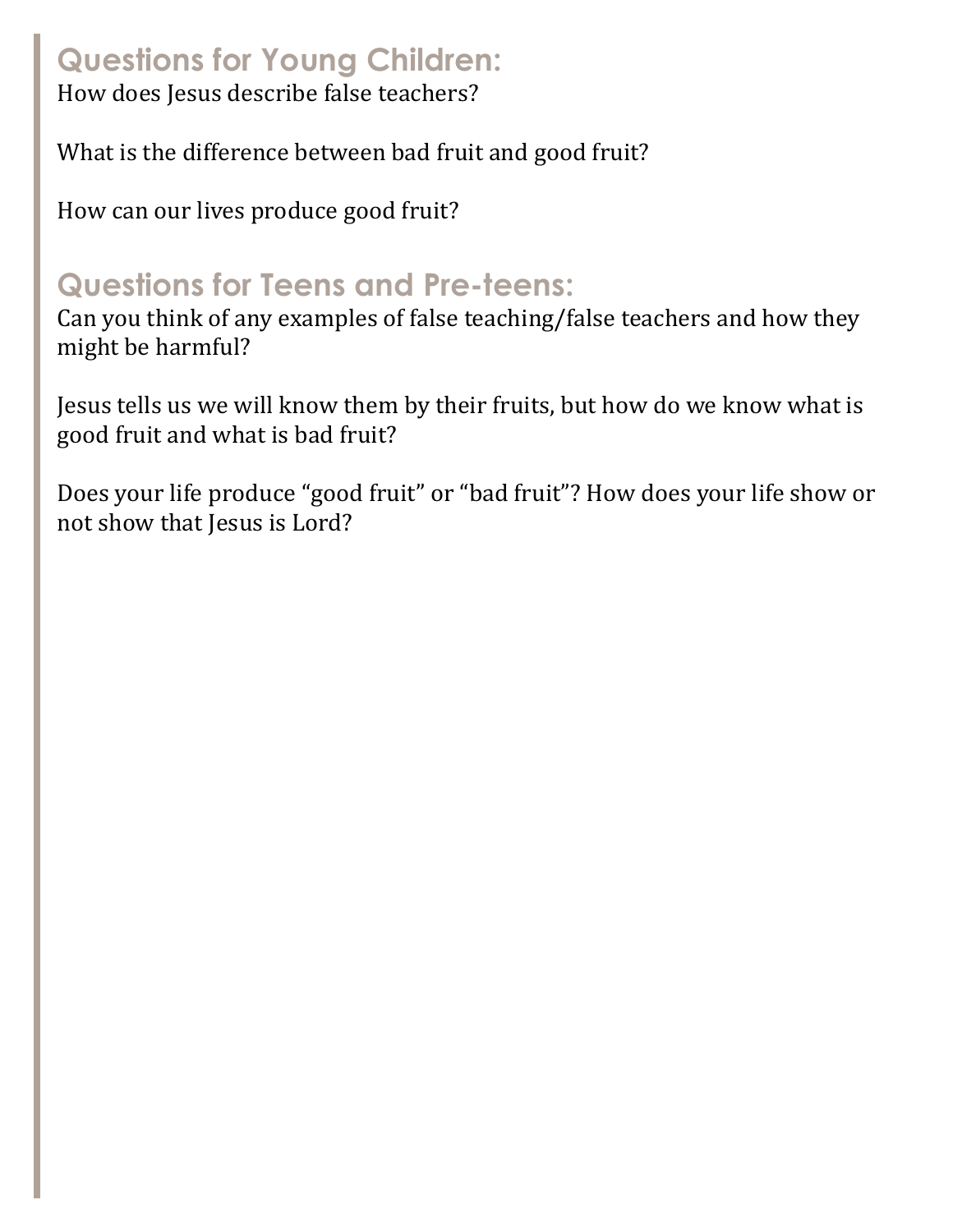## Questions for Young Children:

How does Jesus describe false teachers?

What is the difference between bad fruit and good fruit?

How can our lives produce good fruit?

## Questions for Teens and Pre-teens:

Can you think of any examples of false teaching/false teachers and how they might be harmful?

Jesus tells us we will know them by their fruits, but how do we know what is good fruit and what is bad fruit?

Does your life produce "good fruit" or "bad fruit"? How does your life show or not show that Jesus is Lord?